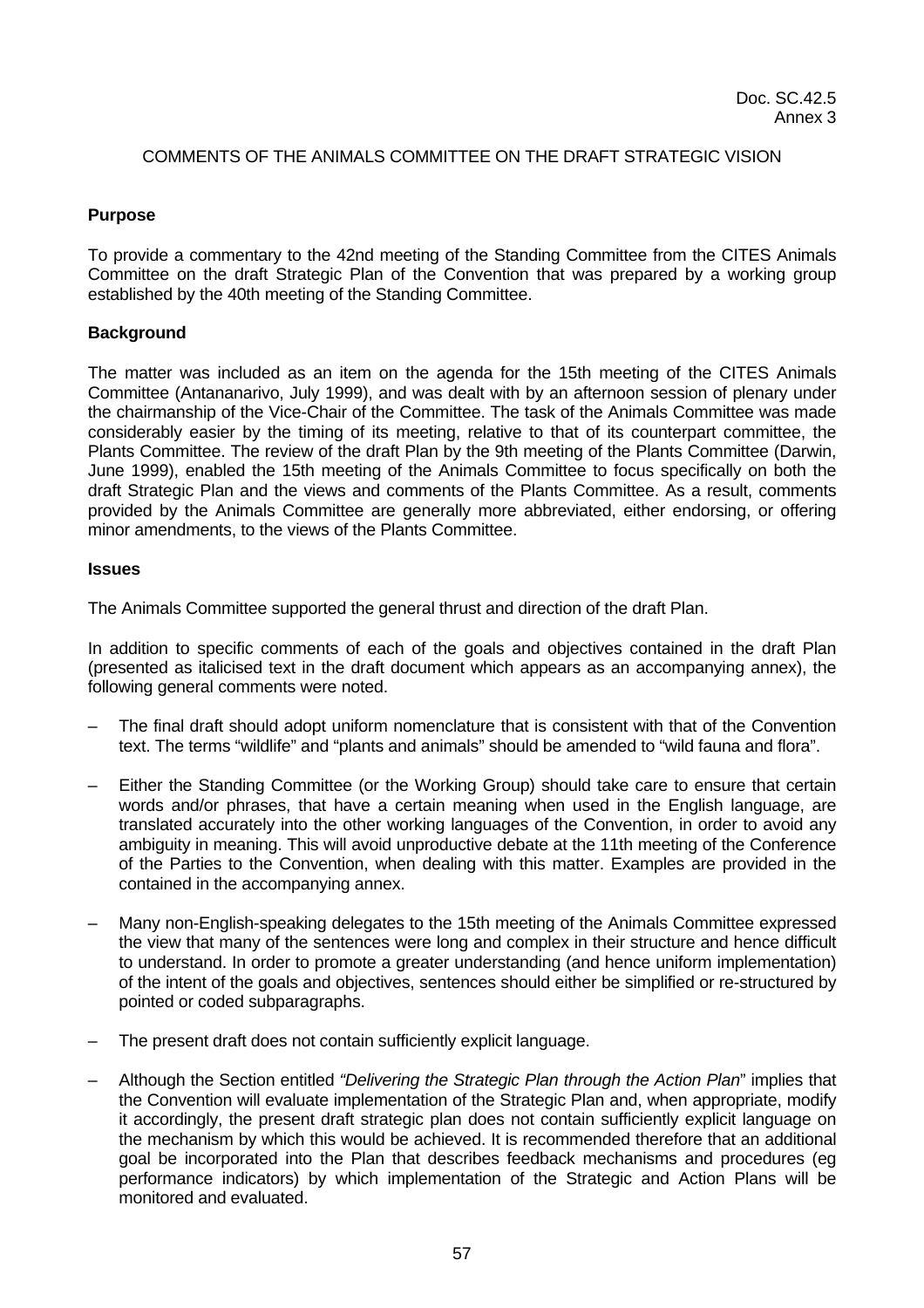Doc. SC.42.5
Annex 3

COMMENTS OF THE ANIMALS COMMITTEE ON THE DRAFT STRATEGIC VISION

**Purpose**

To provide a commentary to the 42nd meeting of the Standing Committee from the CITES Animals Committee on the draft Strategic Plan of the Convention that was prepared by a working group established by the 40th meeting of the Standing Committee.

**Background**

The matter was included as an item on the agenda for the 15th meeting of the CITES Animals Committee (Antananarivo, July 1999), and was dealt with by an afternoon session of plenary under the chairmanship of the Vice-Chair of the Committee. The task of the Animals Committee was made considerably easier by the timing of its meeting, relative to that of its counterpart committee, the Plants Committee. The review of the draft Plan by the 9th meeting of the Plants Committee (Darwin, June 1999), enabled the 15th meeting of the Animals Committee to focus specifically on both the draft Strategic Plan and the views and comments of the Plants Committee. As a result, comments provided by the Animals Committee are generally more abbreviated, either endorsing, or offering minor amendments, to the views of the Plants Committee.

**Issues**

The Animals Committee supported the general thrust and direction of the draft Plan.

In addition to specific comments of each of the goals and objectives contained in the draft Plan (presented as italicised text in the draft document which appears as an accompanying annex), the following general comments were noted.

– The final draft should adopt uniform nomenclature that is consistent with that of the Convention text. The terms "wildlife" and "plants and animals" should be amended to "wild fauna and flora".

– Either the Standing Committee (or the Working Group) should take care to ensure that certain words and/or phrases, that have a certain meaning when used in the English language, are translated accurately into the other working languages of the Convention, in order to avoid any ambiguity in meaning. This will avoid unproductive debate at the 11th meeting of the Conference of the Parties to the Convention, when dealing with this matter. Examples are provided in the contained in the accompanying annex.

– Many non-English-speaking delegates to the 15th meeting of the Animals Committee expressed the view that many of the sentences were long and complex in their structure and hence difficult to understand. In order to promote a greater understanding (and hence uniform implementation) of the intent of the goals and objectives, sentences should either be simplified or re-structured by pointed or coded subparagraphs.

– The present draft does not contain sufficiently explicit language.

– Although the Section entitled *"Delivering the Strategic Plan through the Action Plan*" implies that the Convention will evaluate implementation of the Strategic Plan and, when appropriate, modify it accordingly, the present draft strategic plan does not contain sufficiently explicit language on the mechanism by which this would be achieved. It is recommended therefore that an additional goal be incorporated into the Plan that describes feedback mechanisms and procedures (eg performance indicators) by which implementation of the Strategic and Action Plans will be monitored and evaluated.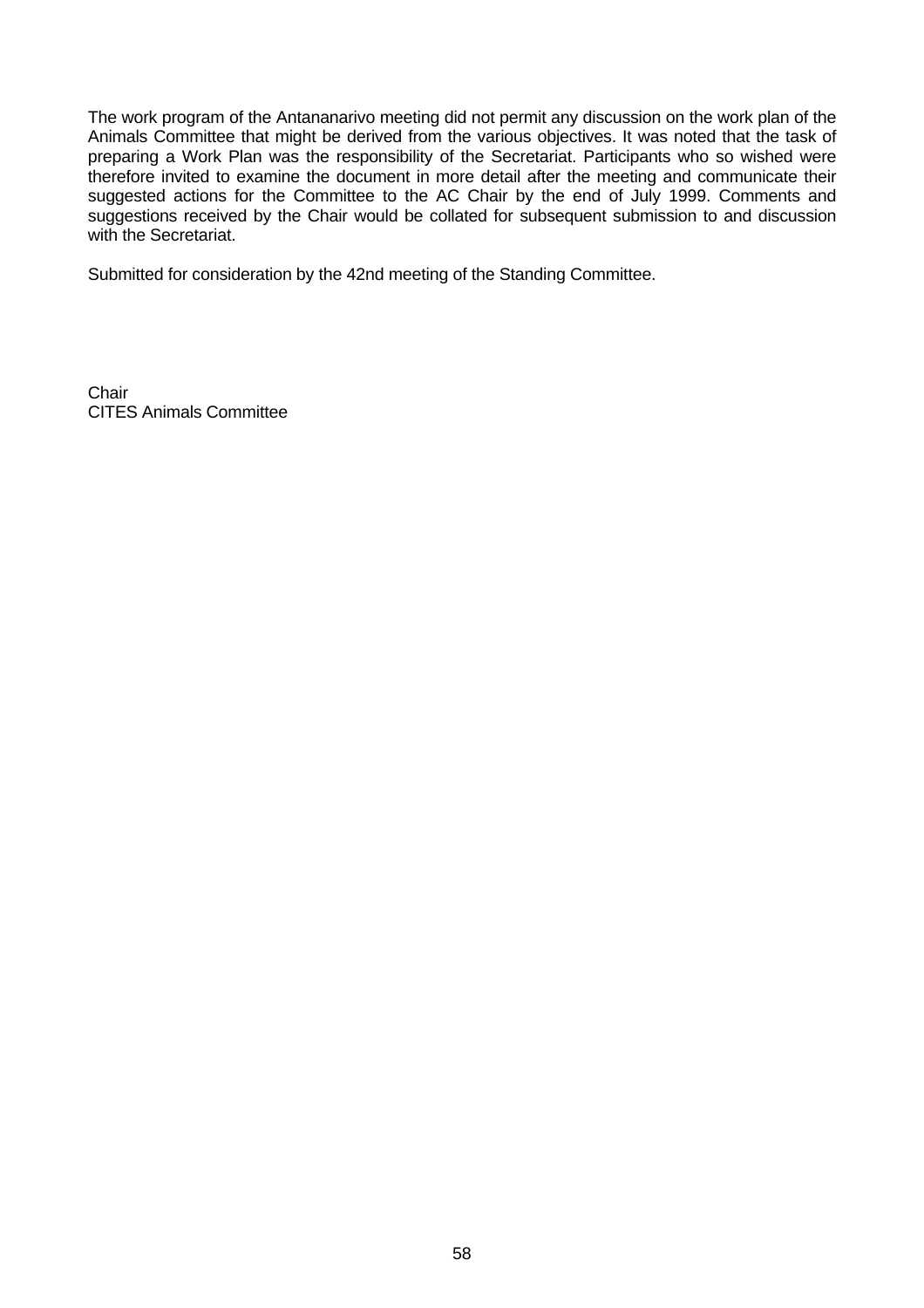The work program of the Antananarivo meeting did not permit any discussion on the work plan of the Animals Committee that might be derived from the various objectives. It was noted that the task of preparing a Work Plan was the responsibility of the Secretariat. Participants who so wished were therefore invited to examine the document in more detail after the meeting and communicate their suggested actions for the Committee to the AC Chair by the end of July 1999. Comments and suggestions received by the Chair would be collated for subsequent submission to and discussion with the Secretariat.

Submitted for consideration by the 42nd meeting of the Standing Committee.

Chair
CITES Animals Committee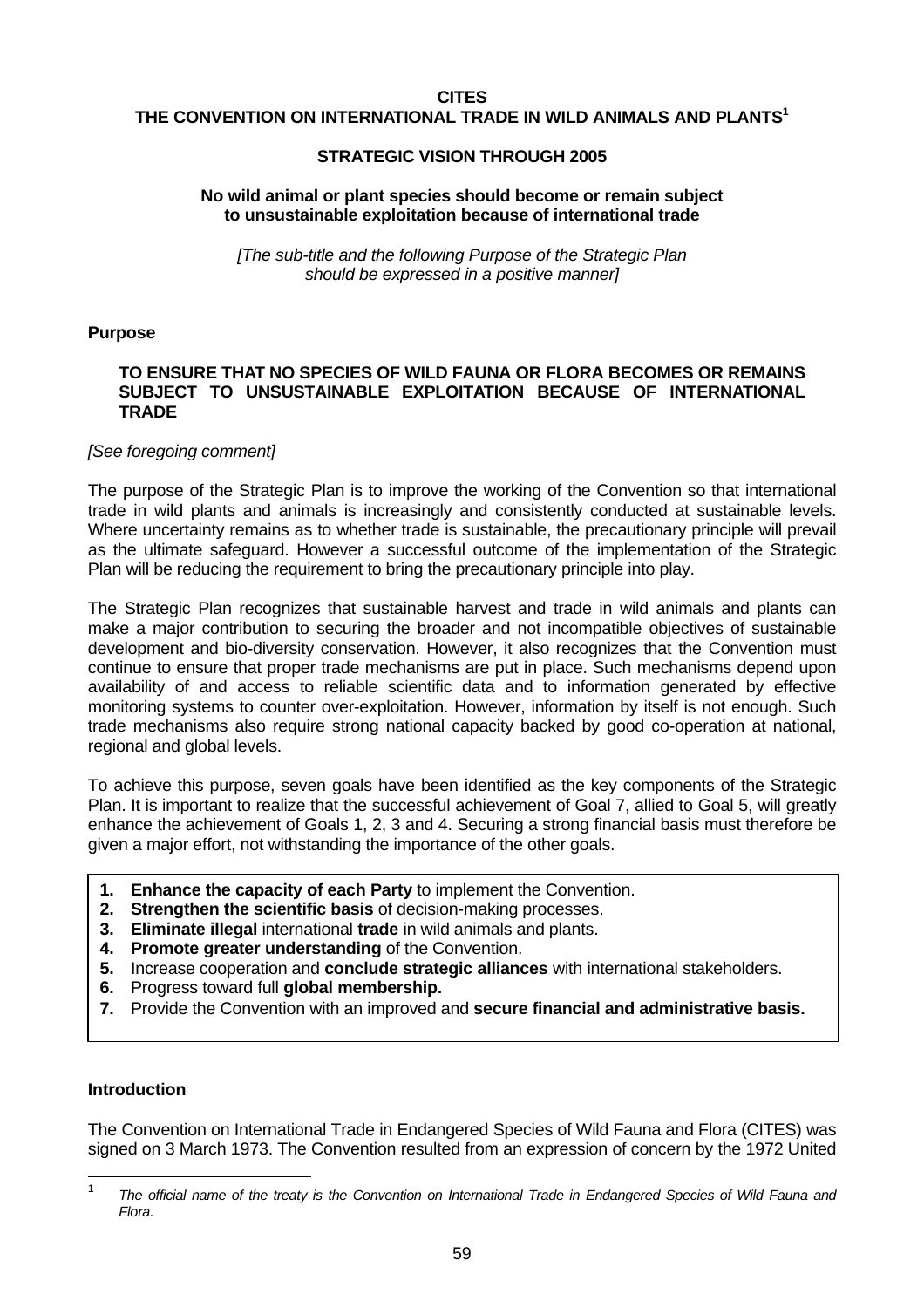**CITES**
**THE CONVENTION ON INTERNATIONAL TRADE IN WILD ANIMALS AND PLANTS**[1]

**STRATEGIC VISION THROUGH 2005**

**No wild animal or plant species should become or remain subject to unsustainable exploitation because of international trade**

*[The sub-title and the following Purpose of the Strategic Plan should be expressed in a positive manner]*

**Purpose**

**TO ENSURE THAT NO SPECIES OF WILD FAUNA OR FLORA BECOMES OR REMAINS SUBJECT TO UNSUSTAINABLE EXPLOITATION BECAUSE OF INTERNATIONAL TRADE**

*[See foregoing comment]*

The purpose of the Strategic Plan is to improve the working of the Convention so that international trade in wild plants and animals is increasingly and consistently conducted at sustainable levels. Where uncertainty remains as to whether trade is sustainable, the precautionary principle will prevail as the ultimate safeguard. However a successful outcome of the implementation of the Strategic Plan will be reducing the requirement to bring the precautionary principle into play.

The Strategic Plan recognizes that sustainable harvest and trade in wild animals and plants can make a major contribution to securing the broader and not incompatible objectives of sustainable development and bio-diversity conservation. However, it also recognizes that the Convention must continue to ensure that proper trade mechanisms are put in place. Such mechanisms depend upon availability of and access to reliable scientific data and to information generated by effective monitoring systems to counter over-exploitation. However, information by itself is not enough. Such trade mechanisms also require strong national capacity backed by good co-operation at national, regional and global levels.

To achieve this purpose, seven goals have been identified as the key components of the Strategic Plan. It is important to realize that the successful achievement of Goal 7, allied to Goal 5, will greatly enhance the achievement of Goals 1, 2, 3 and 4. Securing a strong financial basis must therefore be given a major effort, not withstanding the importance of the other goals.

1. **Enhance the capacity of each Party** to implement the Convention.
2. **Strengthen the scientific basis** of decision-making processes.
3. **Eliminate illegal** international **trade** in wild animals and plants.
4. **Promote greater understanding** of the Convention.
5. Increase cooperation and **conclude strategic alliances** with international stakeholders.
6. Progress toward full **global membership.**
7. Provide the Convention with an improved and **secure financial and administrative basis.**

**Introduction**

The Convention on International Trade in Endangered Species of Wild Fauna and Flora (CITES) was signed on 3 March 1973. The Convention resulted from an expression of concern by the 1972 United

[1] *The official name of the treaty is the Convention on International Trade in Endangered Species of Wild Fauna and Flora.*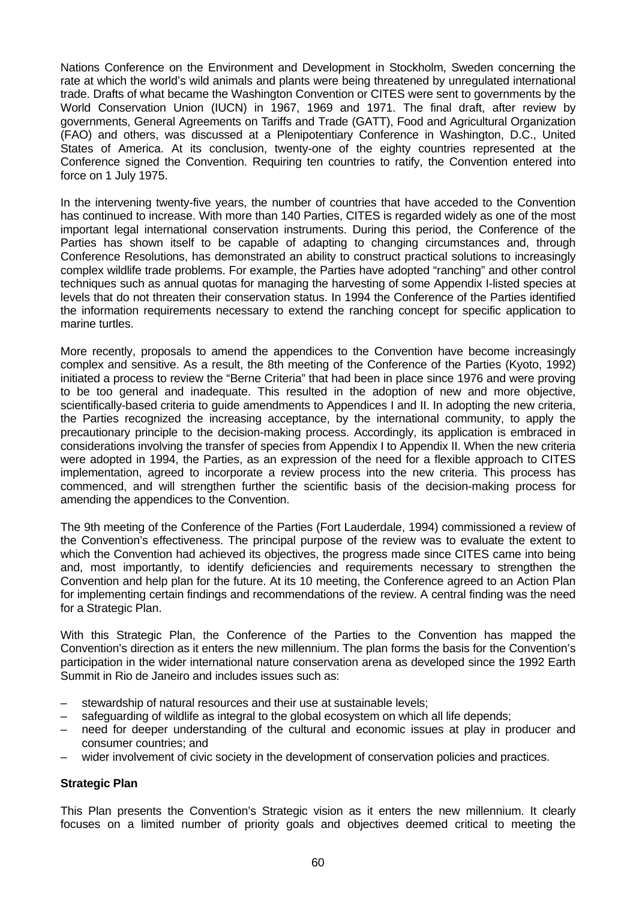Nations Conference on the Environment and Development in Stockholm, Sweden concerning the rate at which the world's wild animals and plants were being threatened by unregulated international trade. Drafts of what became the Washington Convention or CITES were sent to governments by the World Conservation Union (IUCN) in 1967, 1969 and 1971. The final draft, after review by governments, General Agreements on Tariffs and Trade (GATT), Food and Agricultural Organization (FAO) and others, was discussed at a Plenipotentiary Conference in Washington, D.C., United States of America. At its conclusion, twenty-one of the eighty countries represented at the Conference signed the Convention. Requiring ten countries to ratify, the Convention entered into force on 1 July 1975.

In the intervening twenty-five years, the number of countries that have acceded to the Convention has continued to increase. With more than 140 Parties, CITES is regarded widely as one of the most important legal international conservation instruments. During this period, the Conference of the Parties has shown itself to be capable of adapting to changing circumstances and, through Conference Resolutions, has demonstrated an ability to construct practical solutions to increasingly complex wildlife trade problems. For example, the Parties have adopted "ranching" and other control techniques such as annual quotas for managing the harvesting of some Appendix I-listed species at levels that do not threaten their conservation status. In 1994 the Conference of the Parties identified the information requirements necessary to extend the ranching concept for specific application to marine turtles.

More recently, proposals to amend the appendices to the Convention have become increasingly complex and sensitive. As a result, the 8th meeting of the Conference of the Parties (Kyoto, 1992) initiated a process to review the "Berne Criteria" that had been in place since 1976 and were proving to be too general and inadequate. This resulted in the adoption of new and more objective, scientifically-based criteria to guide amendments to Appendices I and II. In adopting the new criteria, the Parties recognized the increasing acceptance, by the international community, to apply the precautionary principle to the decision-making process. Accordingly, its application is embraced in considerations involving the transfer of species from Appendix I to Appendix II. When the new criteria were adopted in 1994, the Parties, as an expression of the need for a flexible approach to CITES implementation, agreed to incorporate a review process into the new criteria. This process has commenced, and will strengthen further the scientific basis of the decision-making process for amending the appendices to the Convention.

The 9th meeting of the Conference of the Parties (Fort Lauderdale, 1994) commissioned a review of the Convention's effectiveness. The principal purpose of the review was to evaluate the extent to which the Convention had achieved its objectives, the progress made since CITES came into being and, most importantly, to identify deficiencies and requirements necessary to strengthen the Convention and help plan for the future. At its 10 meeting, the Conference agreed to an Action Plan for implementing certain findings and recommendations of the review. A central finding was the need for a Strategic Plan.

With this Strategic Plan, the Conference of the Parties to the Convention has mapped the Convention's direction as it enters the new millennium. The plan forms the basis for the Convention's participation in the wider international nature conservation arena as developed since the 1992 Earth Summit in Rio de Janeiro and includes issues such as:

– stewardship of natural resources and their use at sustainable levels;
– safeguarding of wildlife as integral to the global ecosystem on which all life depends;
– need for deeper understanding of the cultural and economic issues at play in producer and consumer countries; and
– wider involvement of civic society in the development of conservation policies and practices.

**Strategic Plan**

This Plan presents the Convention's Strategic vision as it enters the new millennium. It clearly focuses on a limited number of priority goals and objectives deemed critical to meeting the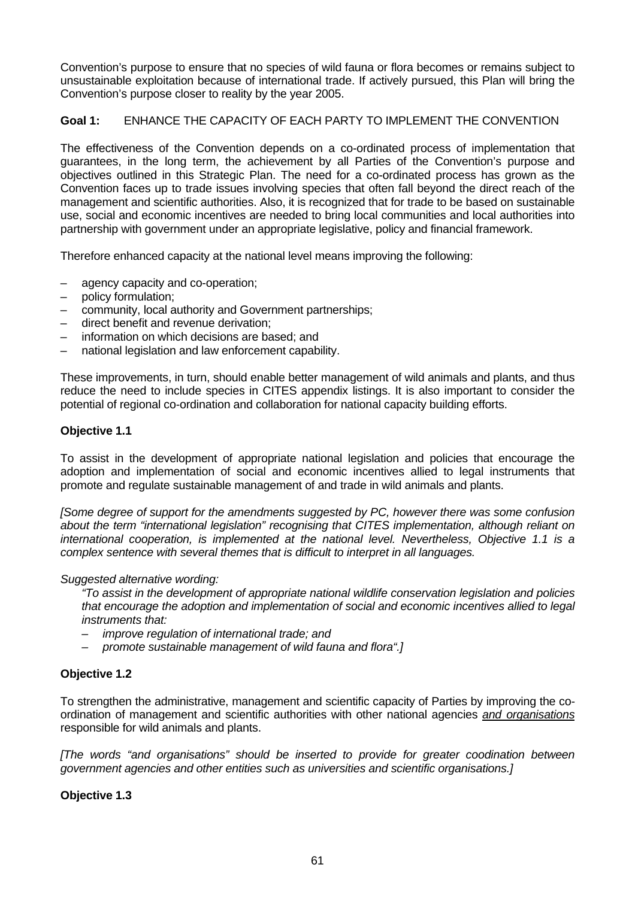Convention's purpose to ensure that no species of wild fauna or flora becomes or remains subject to unsustainable exploitation because of international trade. If actively pursued, this Plan will bring the Convention's purpose closer to reality by the year 2005.

**Goal 1:** ENHANCE THE CAPACITY OF EACH PARTY TO IMPLEMENT THE CONVENTION

The effectiveness of the Convention depends on a co-ordinated process of implementation that guarantees, in the long term, the achievement by all Parties of the Convention's purpose and objectives outlined in this Strategic Plan. The need for a co-ordinated process has grown as the Convention faces up to trade issues involving species that often fall beyond the direct reach of the management and scientific authorities. Also, it is recognized that for trade to be based on sustainable use, social and economic incentives are needed to bring local communities and local authorities into partnership with government under an appropriate legislative, policy and financial framework.

Therefore enhanced capacity at the national level means improving the following:

- agency capacity and co-operation;
- policy formulation;
- community, local authority and Government partnerships;
- direct benefit and revenue derivation;
- information on which decisions are based; and
- national legislation and law enforcement capability.

These improvements, in turn, should enable better management of wild animals and plants, and thus reduce the need to include species in CITES appendix listings. It is also important to consider the potential of regional co-ordination and collaboration for national capacity building efforts.

**Objective 1.1**

To assist in the development of appropriate national legislation and policies that encourage the adoption and implementation of social and economic incentives allied to legal instruments that promote and regulate sustainable management of and trade in wild animals and plants.

*[Some degree of support for the amendments suggested by PC, however there was some confusion about the term "international legislation" recognising that CITES implementation, although reliant on international cooperation, is implemented at the national level. Nevertheless, Objective 1.1 is a complex sentence with several themes that is difficult to interpret in all languages.*

*Suggested alternative wording:*

> *"To assist in the development of appropriate national wildlife conservation legislation and policies that encourage the adoption and implementation of social and economic incentives allied to legal instruments that:*
>
> - *improve regulation of international trade; and*
> - *promote sustainable management of wild fauna and flora".]*

**Objective 1.2**

To strengthen the administrative, management and scientific capacity of Parties by improving the co-ordination of management and scientific authorities with other national agencies *and organisations* responsible for wild animals and plants.

*[The words "and organisations" should be inserted to provide for greater coodination between government agencies and other entities such as universities and scientific organisations.]*

**Objective 1.3**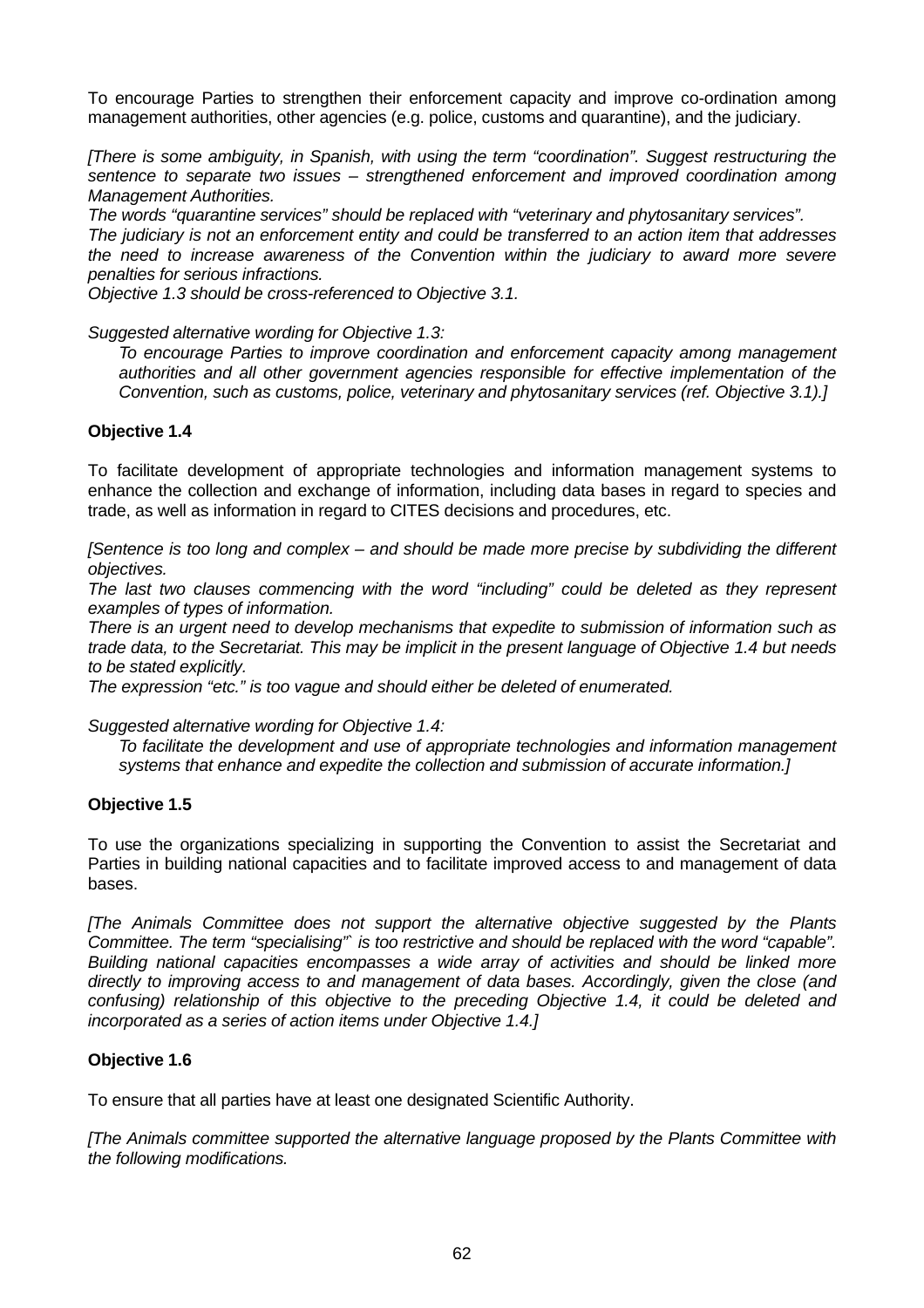To encourage Parties to strengthen their enforcement capacity and improve co-ordination among management authorities, other agencies (e.g. police, customs and quarantine), and the judiciary.

*[There is some ambiguity, in Spanish, with using the term "coordination". Suggest restructuring the sentence to separate two issues – strengthened enforcement and improved coordination among Management Authorities.*

*The words "quarantine services" should be replaced with "veterinary and phytosanitary services".*

*The judiciary is not an enforcement entity and could be transferred to an action item that addresses the need to increase awareness of the Convention within the judiciary to award more severe penalties for serious infractions.*

*Objective 1.3 should be cross-referenced to Objective 3.1.*

*Suggested alternative wording for Objective 1.3:*

> *To encourage Parties to improve coordination and enforcement capacity among management authorities and all other government agencies responsible for effective implementation of the Convention, such as customs, police, veterinary and phytosanitary services (ref. Objective 3.1).]*

**Objective 1.4**

To facilitate development of appropriate technologies and information management systems to enhance the collection and exchange of information, including data bases in regard to species and trade, as well as information in regard to CITES decisions and procedures, etc.

*[Sentence is too long and complex – and should be made more precise by subdividing the different objectives.*

*The last two clauses commencing with the word "including" could be deleted as they represent examples of types of information.*

*There is an urgent need to develop mechanisms that expedite to submission of information such as trade data, to the Secretariat. This may be implicit in the present language of Objective 1.4 but needs to be stated explicitly.*

*The expression "etc." is too vague and should either be deleted of enumerated.*

*Suggested alternative wording for Objective 1.4:*

> *To facilitate the development and use of appropriate technologies and information management systems that enhance and expedite the collection and submission of accurate information.]*

**Objective 1.5**

To use the organizations specializing in supporting the Convention to assist the Secretariat and Parties in building national capacities and to facilitate improved access to and management of data bases.

*[The Animals Committee does not support the alternative objective suggested by the Plants Committee. The term "specialising"` is too restrictive and should be replaced with the word "capable". Building national capacities encompasses a wide array of activities and should be linked more directly to improving access to and management of data bases. Accordingly, given the close (and confusing) relationship of this objective to the preceding Objective 1.4, it could be deleted and incorporated as a series of action items under Objective 1.4.]*

**Objective 1.6**

To ensure that all parties have at least one designated Scientific Authority.

*[The Animals committee supported the alternative language proposed by the Plants Committee with the following modifications.*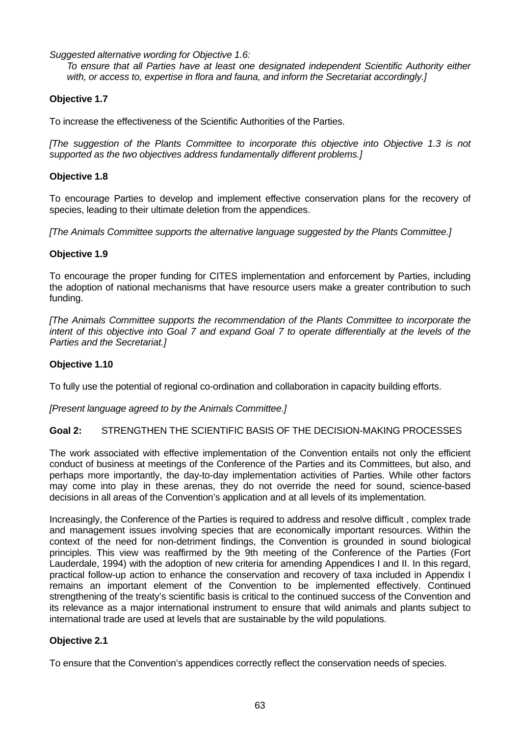*Suggested alternative wording for Objective 1.6:*

> *To ensure that all Parties have at least one designated independent Scientific Authority either with, or access to, expertise in flora and fauna, and inform the Secretariat accordingly.]*

**Objective 1.7**

To increase the effectiveness of the Scientific Authorities of the Parties.

*[The suggestion of the Plants Committee to incorporate this objective into Objective 1.3 is not supported as the two objectives address fundamentally different problems.]*

**Objective 1.8**

To encourage Parties to develop and implement effective conservation plans for the recovery of species, leading to their ultimate deletion from the appendices.

*[The Animals Committee supports the alternative language suggested by the Plants Committee.]*

**Objective 1.9**

To encourage the proper funding for CITES implementation and enforcement by Parties, including the adoption of national mechanisms that have resource users make a greater contribution to such funding.

*[The Animals Committee supports the recommendation of the Plants Committee to incorporate the intent of this objective into Goal 7 and expand Goal 7 to operate differentially at the levels of the Parties and the Secretariat.]*

**Objective 1.10**

To fully use the potential of regional co-ordination and collaboration in capacity building efforts.

*[Present language agreed to by the Animals Committee.]*

**Goal 2:** STRENGTHEN THE SCIENTIFIC BASIS OF THE DECISION-MAKING PROCESSES

The work associated with effective implementation of the Convention entails not only the efficient conduct of business at meetings of the Conference of the Parties and its Committees, but also, and perhaps more importantly, the day-to-day implementation activities of Parties. While other factors may come into play in these arenas, they do not override the need for sound, science-based decisions in all areas of the Convention's application and at all levels of its implementation.

Increasingly, the Conference of the Parties is required to address and resolve difficult , complex trade and management issues involving species that are economically important resources. Within the context of the need for non-detriment findings, the Convention is grounded in sound biological principles. This view was reaffirmed by the 9th meeting of the Conference of the Parties (Fort Lauderdale, 1994) with the adoption of new criteria for amending Appendices I and II. In this regard, practical follow-up action to enhance the conservation and recovery of taxa included in Appendix I remains an important element of the Convention to be implemented effectively. Continued strengthening of the treaty's scientific basis is critical to the continued success of the Convention and its relevance as a major international instrument to ensure that wild animals and plants subject to international trade are used at levels that are sustainable by the wild populations.

**Objective 2.1**

To ensure that the Convention's appendices correctly reflect the conservation needs of species.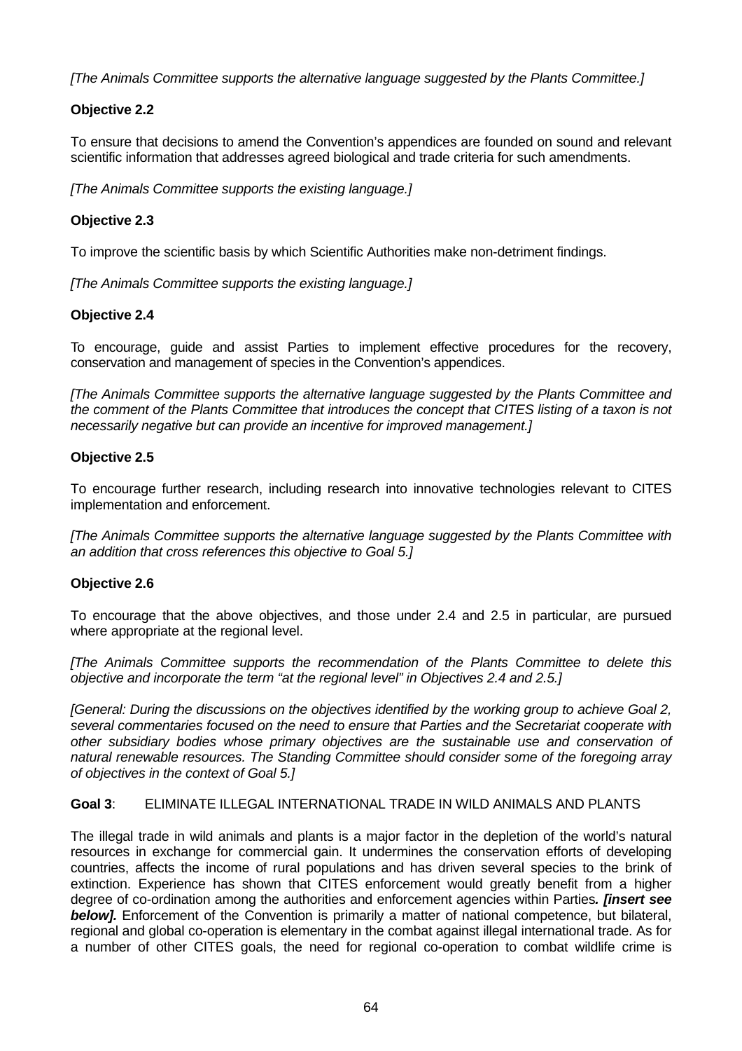*[The Animals Committee supports the alternative language suggested by the Plants Committee.]*

**Objective 2.2**

To ensure that decisions to amend the Convention's appendices are founded on sound and relevant scientific information that addresses agreed biological and trade criteria for such amendments.

*[The Animals Committee supports the existing language.]*

**Objective 2.3**

To improve the scientific basis by which Scientific Authorities make non-detriment findings.

*[The Animals Committee supports the existing language.]*

**Objective 2.4**

To encourage, guide and assist Parties to implement effective procedures for the recovery, conservation and management of species in the Convention's appendices.

*[The Animals Committee supports the alternative language suggested by the Plants Committee and the comment of the Plants Committee that introduces the concept that CITES listing of a taxon is not necessarily negative but can provide an incentive for improved management.]*

**Objective 2.5**

To encourage further research, including research into innovative technologies relevant to CITES implementation and enforcement.

*[The Animals Committee supports the alternative language suggested by the Plants Committee with an addition that cross references this objective to Goal 5.]*

**Objective 2.6**

To encourage that the above objectives, and those under 2.4 and 2.5 in particular, are pursued where appropriate at the regional level.

*[The Animals Committee supports the recommendation of the Plants Committee to delete this objective and incorporate the term "at the regional level" in Objectives 2.4 and 2.5.]*

*[General: During the discussions on the objectives identified by the working group to achieve Goal 2, several commentaries focused on the need to ensure that Parties and the Secretariat cooperate with other subsidiary bodies whose primary objectives are the sustainable use and conservation of natural renewable resources. The Standing Committee should consider some of the foregoing array of objectives in the context of Goal 5.]*

**Goal 3**: ELIMINATE ILLEGAL INTERNATIONAL TRADE IN WILD ANIMALS AND PLANTS

The illegal trade in wild animals and plants is a major factor in the depletion of the world's natural resources in exchange for commercial gain. It undermines the conservation efforts of developing countries, affects the income of rural populations and has driven several species to the brink of extinction. Experience has shown that CITES enforcement would greatly benefit from a higher degree of co-ordination among the authorities and enforcement agencies within Parties***. [insert see below].*** Enforcement of the Convention is primarily a matter of national competence, but bilateral, regional and global co-operation is elementary in the combat against illegal international trade. As for a number of other CITES goals, the need for regional co-operation to combat wildlife crime is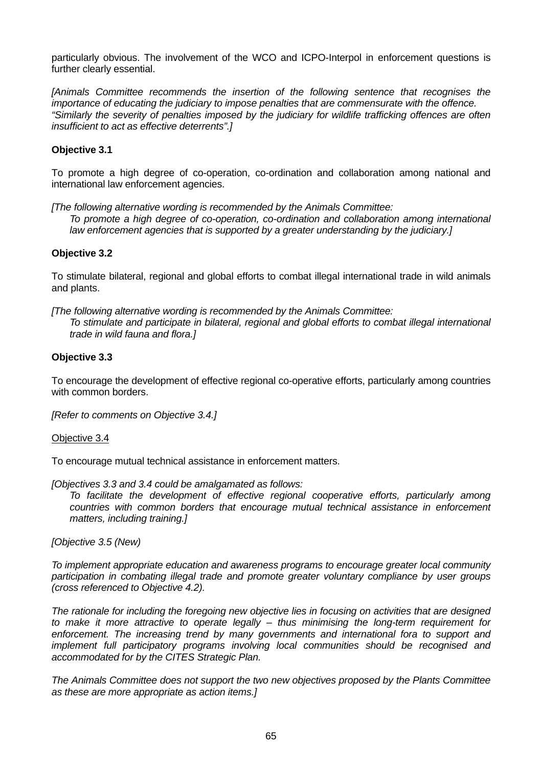particularly obvious. The involvement of the WCO and ICPO-Interpol in enforcement questions is further clearly essential.

*[Animals Committee recommends the insertion of the following sentence that recognises the importance of educating the judiciary to impose penalties that are commensurate with the offence. "Similarly the severity of penalties imposed by the judiciary for wildlife trafficking offences are often insufficient to act as effective deterrents".]*

**Objective 3.1**

To promote a high degree of co-operation, co-ordination and collaboration among national and international law enforcement agencies.

*[The following alternative wording is recommended by the Animals Committee:*

> *To promote a high degree of co-operation, co-ordination and collaboration among international law enforcement agencies that is supported by a greater understanding by the judiciary.]*

**Objective 3.2**

To stimulate bilateral, regional and global efforts to combat illegal international trade in wild animals and plants.

*[The following alternative wording is recommended by the Animals Committee:*

> *To stimulate and participate in bilateral, regional and global efforts to combat illegal international trade in wild fauna and flora.]*

**Objective 3.3**

To encourage the development of effective regional co-operative efforts, particularly among countries with common borders.

*[Refer to comments on Objective 3.4.]*

Objective 3.4

To encourage mutual technical assistance in enforcement matters.

*[Objectives 3.3 and 3.4 could be amalgamated as follows:*

> *To facilitate the development of effective regional cooperative efforts, particularly among countries with common borders that encourage mutual technical assistance in enforcement matters, including training.]*

*[Objective 3.5 (New)*

*To implement appropriate education and awareness programs to encourage greater local community participation in combating illegal trade and promote greater voluntary compliance by user groups (cross referenced to Objective 4.2).*

*The rationale for including the foregoing new objective lies in focusing on activities that are designed to make it more attractive to operate legally – thus minimising the long-term requirement for enforcement. The increasing trend by many governments and international fora to support and implement full participatory programs involving local communities should be recognised and accommodated for by the CITES Strategic Plan.*

*The Animals Committee does not support the two new objectives proposed by the Plants Committee as these are more appropriate as action items.]*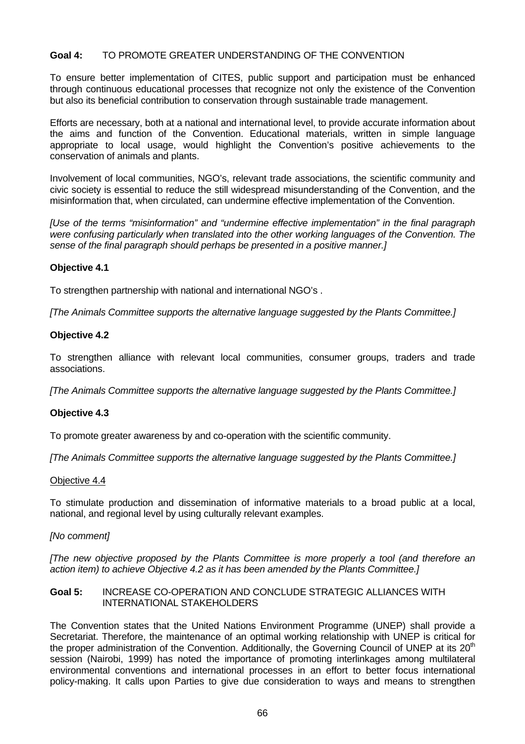**Goal 4:** TO PROMOTE GREATER UNDERSTANDING OF THE CONVENTION

To ensure better implementation of CITES, public support and participation must be enhanced through continuous educational processes that recognize not only the existence of the Convention but also its beneficial contribution to conservation through sustainable trade management.

Efforts are necessary, both at a national and international level, to provide accurate information about the aims and function of the Convention. Educational materials, written in simple language appropriate to local usage, would highlight the Convention's positive achievements to the conservation of animals and plants.

Involvement of local communities, NGO's, relevant trade associations, the scientific community and civic society is essential to reduce the still widespread misunderstanding of the Convention, and the misinformation that, when circulated, can undermine effective implementation of the Convention.

*[Use of the terms "misinformation" and "undermine effective implementation" in the final paragraph were confusing particularly when translated into the other working languages of the Convention. The sense of the final paragraph should perhaps be presented in a positive manner.]*

**Objective 4.1**

To strengthen partnership with national and international NGO's .

*[The Animals Committee supports the alternative language suggested by the Plants Committee.]*

**Objective 4.2**

To strengthen alliance with relevant local communities, consumer groups, traders and trade associations.

*[The Animals Committee supports the alternative language suggested by the Plants Committee.]*

**Objective 4.3**

To promote greater awareness by and co-operation with the scientific community.

*[The Animals Committee supports the alternative language suggested by the Plants Committee.]*

<u>Objective 4.4</u>

To stimulate production and dissemination of informative materials to a broad public at a local, national, and regional level by using culturally relevant examples.

*[No comment]*

*[The new objective proposed by the Plants Committee is more properly a tool (and therefore an action item) to achieve Objective 4.2 as it has been amended by the Plants Committee.]*

**Goal 5:** INCREASE CO-OPERATION AND CONCLUDE STRATEGIC ALLIANCES WITH INTERNATIONAL STAKEHOLDERS

The Convention states that the United Nations Environment Programme (UNEP) shall provide a Secretariat. Therefore, the maintenance of an optimal working relationship with UNEP is critical for the proper administration of the Convention. Additionally, the Governing Council of UNEP at its 20th session (Nairobi, 1999) has noted the importance of promoting interlinkages among multilateral environmental conventions and international processes in an effort to better focus international policy-making. It calls upon Parties to give due consideration to ways and means to strengthen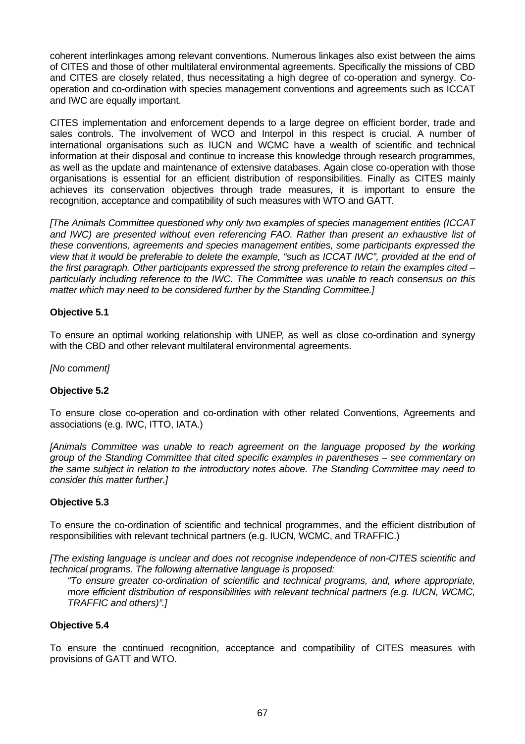coherent interlinkages among relevant conventions. Numerous linkages also exist between the aims of CITES and those of other multilateral environmental agreements. Specifically the missions of CBD and CITES are closely related, thus necessitating a high degree of co-operation and synergy. Co-operation and co-ordination with species management conventions and agreements such as ICCAT and IWC are equally important.

CITES implementation and enforcement depends to a large degree on efficient border, trade and sales controls. The involvement of WCO and Interpol in this respect is crucial. A number of international organisations such as IUCN and WCMC have a wealth of scientific and technical information at their disposal and continue to increase this knowledge through research programmes, as well as the update and maintenance of extensive databases. Again close co-operation with those organisations is essential for an efficient distribution of responsibilities. Finally as CITES mainly achieves its conservation objectives through trade measures, it is important to ensure the recognition, acceptance and compatibility of such measures with WTO and GATT.

*[The Animals Committee questioned why only two examples of species management entities (ICCAT and IWC) are presented without even referencing FAO. Rather than present an exhaustive list of these conventions, agreements and species management entities, some participants expressed the view that it would be preferable to delete the example, "such as ICCAT IWC", provided at the end of the first paragraph. Other participants expressed the strong preference to retain the examples cited – particularly including reference to the IWC. The Committee was unable to reach consensus on this matter which may need to be considered further by the Standing Committee.]*

**Objective 5.1**

To ensure an optimal working relationship with UNEP, as well as close co-ordination and synergy with the CBD and other relevant multilateral environmental agreements.

*[No comment]*

**Objective 5.2**

To ensure close co-operation and co-ordination with other related Conventions, Agreements and associations (e.g. IWC, ITTO, IATA.)

*[Animals Committee was unable to reach agreement on the language proposed by the working group of the Standing Committee that cited specific examples in parentheses – see commentary on the same subject in relation to the introductory notes above. The Standing Committee may need to consider this matter further.]*

**Objective 5.3**

To ensure the co-ordination of scientific and technical programmes, and the efficient distribution of responsibilities with relevant technical partners (e.g. IUCN, WCMC, and TRAFFIC.)

*[The existing language is unclear and does not recognise independence of non-CITES scientific and technical programs. The following alternative language is proposed:*

> *"To ensure greater co-ordination of scientific and technical programs, and, where appropriate, more efficient distribution of responsibilities with relevant technical partners (e.g. IUCN, WCMC, TRAFFIC and others)".]*

**Objective 5.4**

To ensure the continued recognition, acceptance and compatibility of CITES measures with provisions of GATT and WTO.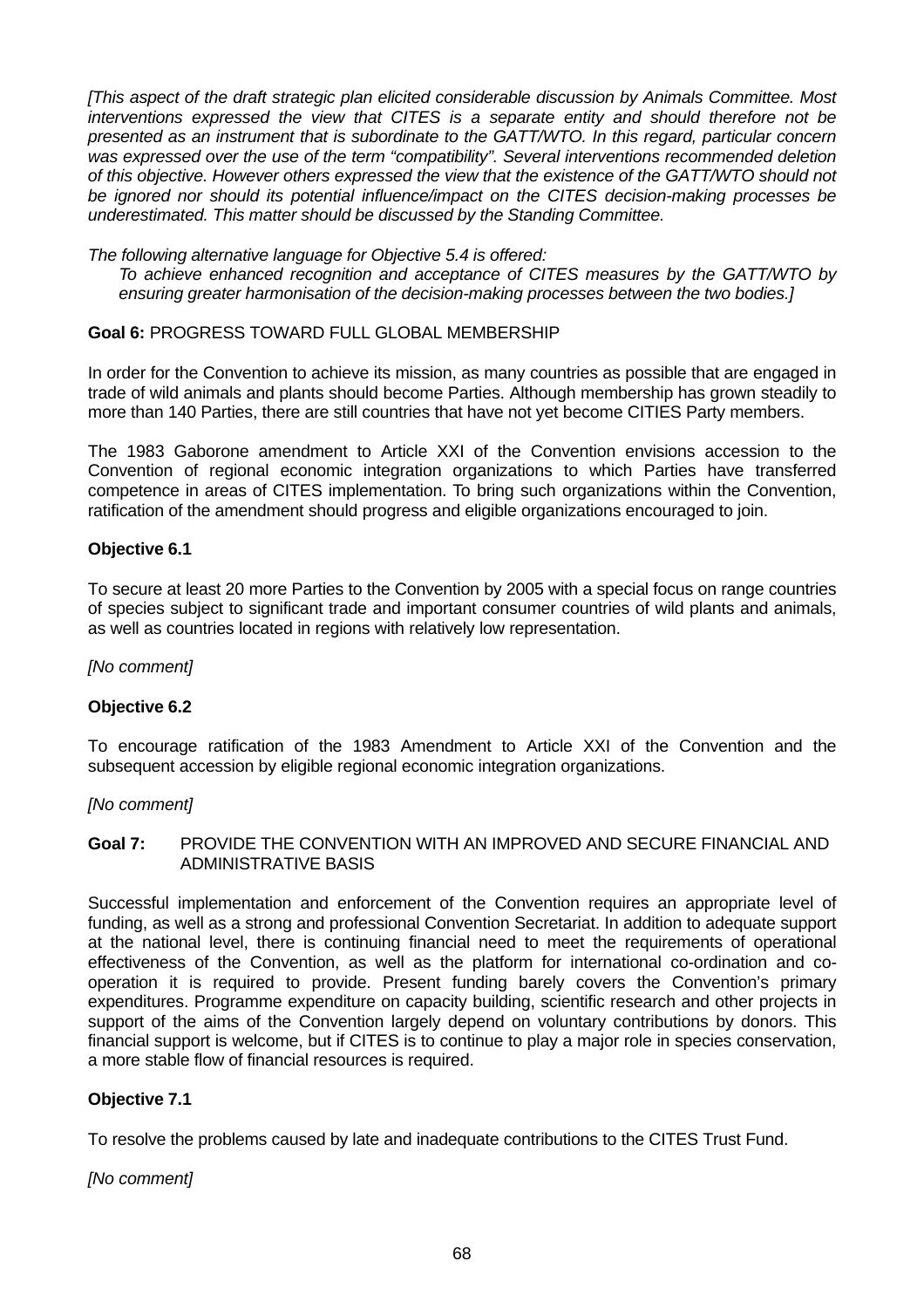*[This aspect of the draft strategic plan elicited considerable discussion by Animals Committee. Most interventions expressed the view that CITES is a separate entity and should therefore not be presented as an instrument that is subordinate to the GATT/WTO. In this regard, particular concern was expressed over the use of the term "compatibility". Several interventions recommended deletion of this objective. However others expressed the view that the existence of the GATT/WTO should not be ignored nor should its potential influence/impact on the CITES decision-making processes be underestimated. This matter should be discussed by the Standing Committee.*

*The following alternative language for Objective 5.4 is offered:*

> *To achieve enhanced recognition and acceptance of CITES measures by the GATT/WTO by ensuring greater harmonisation of the decision-making processes between the two bodies.]*

**Goal 6:** PROGRESS TOWARD FULL GLOBAL MEMBERSHIP

In order for the Convention to achieve its mission, as many countries as possible that are engaged in trade of wild animals and plants should become Parties. Although membership has grown steadily to more than 140 Parties, there are still countries that have not yet become CITIES Party members.

The 1983 Gaborone amendment to Article XXI of the Convention envisions accession to the Convention of regional economic integration organizations to which Parties have transferred competence in areas of CITES implementation. To bring such organizations within the Convention, ratification of the amendment should progress and eligible organizations encouraged to join.

**Objective 6.1**

To secure at least 20 more Parties to the Convention by 2005 with a special focus on range countries of species subject to significant trade and important consumer countries of wild plants and animals, as well as countries located in regions with relatively low representation.

*[No comment]*

**Objective 6.2**

To encourage ratification of the 1983 Amendment to Article XXI of the Convention and the subsequent accession by eligible regional economic integration organizations.

*[No comment]*

**Goal 7:** PROVIDE THE CONVENTION WITH AN IMPROVED AND SECURE FINANCIAL AND ADMINISTRATIVE BASIS

Successful implementation and enforcement of the Convention requires an appropriate level of funding, as well as a strong and professional Convention Secretariat. In addition to adequate support at the national level, there is continuing financial need to meet the requirements of operational effectiveness of the Convention, as well as the platform for international co-ordination and co-operation it is required to provide. Present funding barely covers the Convention's primary expenditures. Programme expenditure on capacity building, scientific research and other projects in support of the aims of the Convention largely depend on voluntary contributions by donors. This financial support is welcome, but if CITES is to continue to play a major role in species conservation, a more stable flow of financial resources is required.

**Objective 7.1**

To resolve the problems caused by late and inadequate contributions to the CITES Trust Fund.

*[No comment]*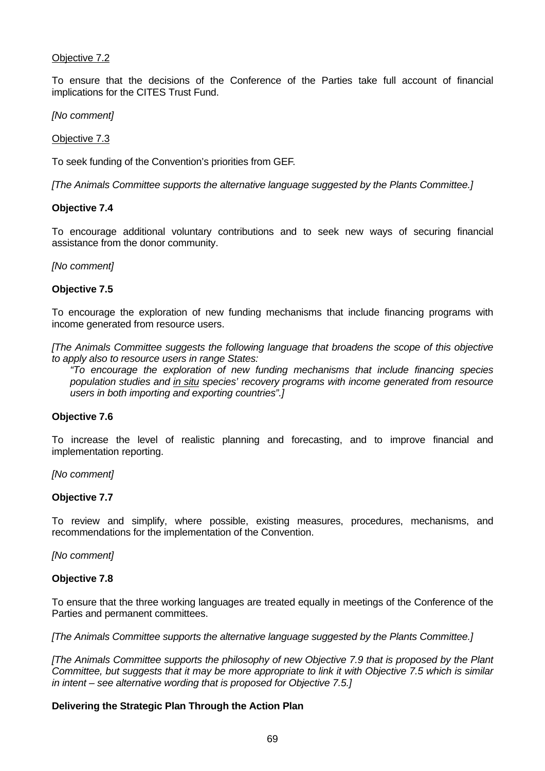Objective 7.2

To ensure that the decisions of the Conference of the Parties take full account of financial implications for the CITES Trust Fund.

*[No comment]*

Objective 7.3

To seek funding of the Convention's priorities from GEF.

*[The Animals Committee supports the alternative language suggested by the Plants Committee.]*

**Objective 7.4**

To encourage additional voluntary contributions and to seek new ways of securing financial assistance from the donor community.

*[No comment]*

**Objective 7.5**

To encourage the exploration of new funding mechanisms that include financing programs with income generated from resource users.

*[The Animals Committee suggests the following language that broadens the scope of this objective to apply also to resource users in range States:*

> *"To encourage the exploration of new funding mechanisms that include financing species population studies and in situ species' recovery programs with income generated from resource users in both importing and exporting countries".]*

**Objective 7.6**

To increase the level of realistic planning and forecasting, and to improve financial and implementation reporting.

*[No comment]*

**Objective 7.7**

To review and simplify, where possible, existing measures, procedures, mechanisms, and recommendations for the implementation of the Convention.

*[No comment]*

**Objective 7.8**

To ensure that the three working languages are treated equally in meetings of the Conference of the Parties and permanent committees.

*[The Animals Committee supports the alternative language suggested by the Plants Committee.]*

*[The Animals Committee supports the philosophy of new Objective 7.9 that is proposed by the Plant Committee, but suggests that it may be more appropriate to link it with Objective 7.5 which is similar in intent – see alternative wording that is proposed for Objective 7.5.]*

**Delivering the Strategic Plan Through the Action Plan**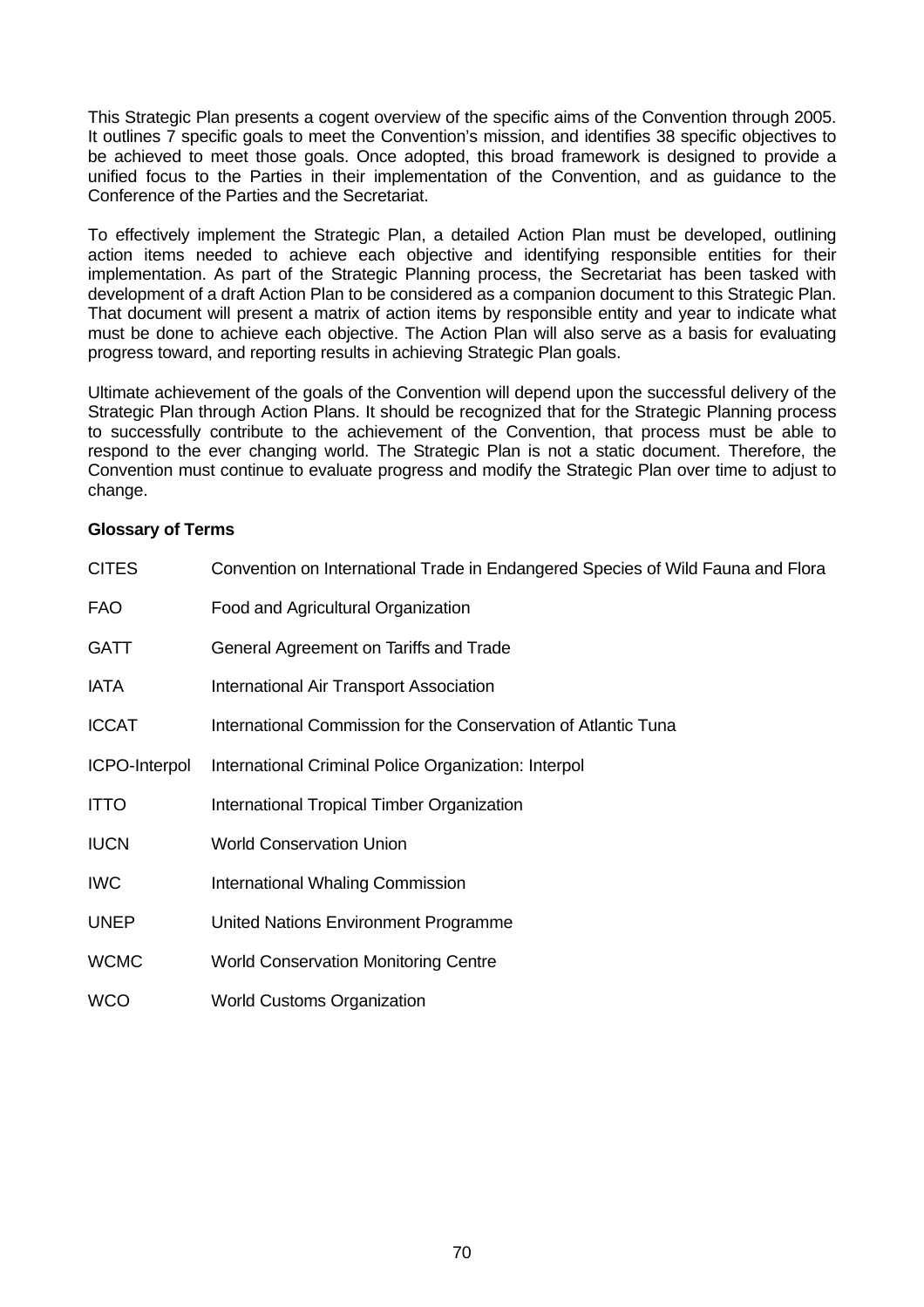This Strategic Plan presents a cogent overview of the specific aims of the Convention through 2005. It outlines 7 specific goals to meet the Convention's mission, and identifies 38 specific objectives to be achieved to meet those goals. Once adopted, this broad framework is designed to provide a unified focus to the Parties in their implementation of the Convention, and as guidance to the Conference of the Parties and the Secretariat.

To effectively implement the Strategic Plan, a detailed Action Plan must be developed, outlining action items needed to achieve each objective and identifying responsible entities for their implementation. As part of the Strategic Planning process, the Secretariat has been tasked with development of a draft Action Plan to be considered as a companion document to this Strategic Plan. That document will present a matrix of action items by responsible entity and year to indicate what must be done to achieve each objective. The Action Plan will also serve as a basis for evaluating progress toward, and reporting results in achieving Strategic Plan goals.

Ultimate achievement of the goals of the Convention will depend upon the successful delivery of the Strategic Plan through Action Plans. It should be recognized that for the Strategic Planning process to successfully contribute to the achievement of the Convention, that process must be able to respond to the ever changing world. The Strategic Plan is not a static document. Therefore, the Convention must continue to evaluate progress and modify the Strategic Plan over time to adjust to change.

**Glossary of Terms**

| | |
|---|---|
| CITES | Convention on International Trade in Endangered Species of Wild Fauna and Flora |
| FAO | Food and Agricultural Organization |
| GATT | General Agreement on Tariffs and Trade |
| IATA | International Air Transport Association |
| ICCAT | International Commission for the Conservation of Atlantic Tuna |
| ICPO-Interpol | International Criminal Police Organization: Interpol |
| ITTO | International Tropical Timber Organization |
| IUCN | World Conservation Union |
| IWC | International Whaling Commission |
| UNEP | United Nations Environment Programme |
| WCMC | World Conservation Monitoring Centre |
| WCO | World Customs Organization |